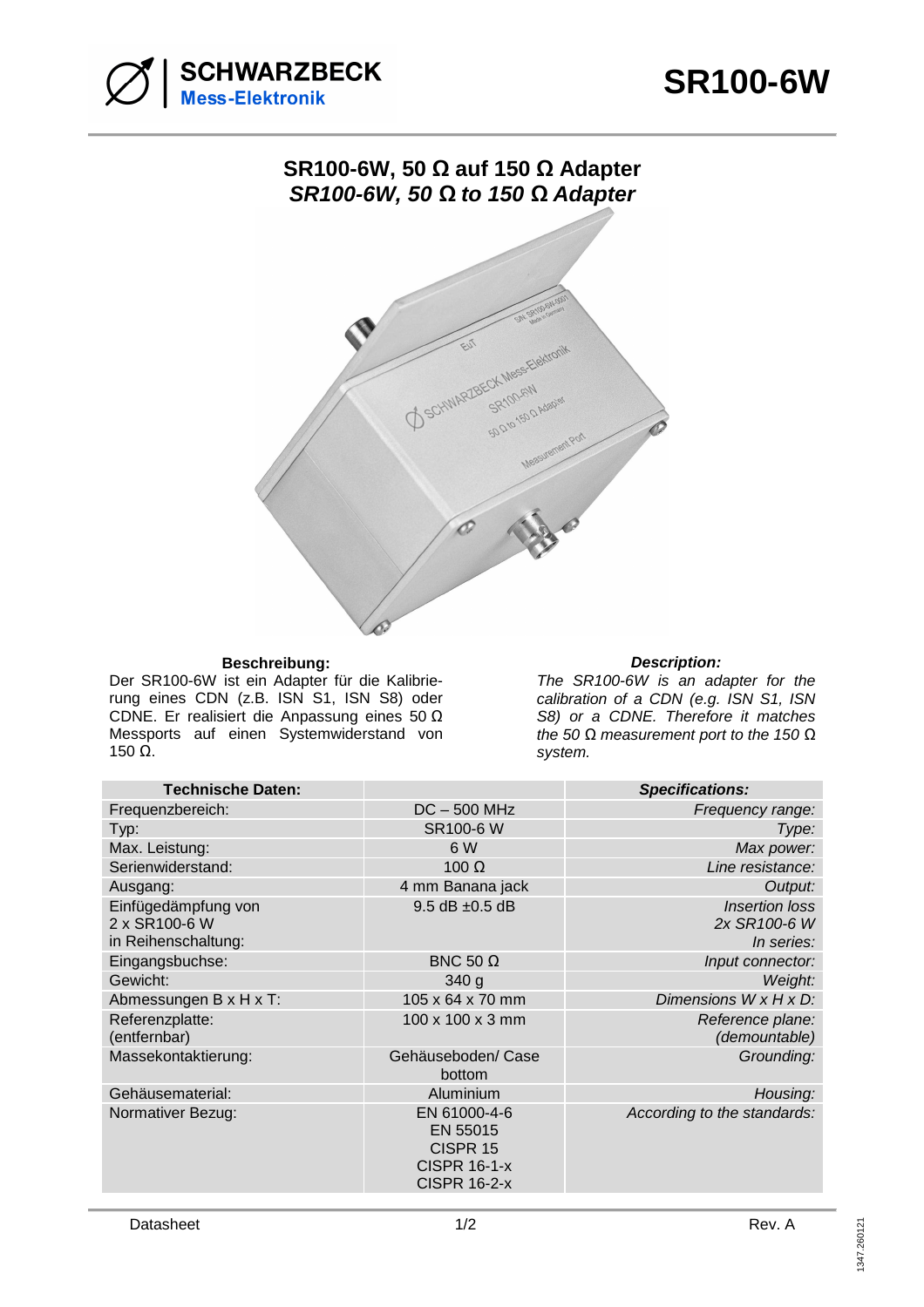# SR100-6W

## SR100-6W, 50 Ω auf 150 Ω Adapter
## *SR100-6W, 50 Ω to 150 Ω Adapter*

**Beschreibung:**

Der SR100-6W ist ein Adapter für die Kalibrierung eines CDN (z.B. ISN S1, ISN S8) oder CDNE. Er realisiert die Anpassung eines 50 Ω Messports auf einen Systemwiderstand von 150 Ω.

***Description:***

*The SR100-6W is an adapter for the calibration of a CDN (e.g. ISN S1, ISN S8) or a CDNE. Therefore it matches the 50 Ω measurement port to the 150 Ω system.*

| **Technische Daten:** | | ***Specifications:*** |
|---|---|---|
| Frequenzbereich: | DC – 500 MHz | *Frequency range:* |
| Typ: | SR100-6 W | *Type:* |
| Max. Leistung: | 6 W | *Max power:* |
| Serienwiderstand: | 100 Ω | *Line resistance:* |
| Ausgang: | 4 mm Banana jack | *Output:* |
| Einfügedämpfung von 2 x SR100-6 W in Reihenschaltung: | 9.5 dB ±0.5 dB | *Insertion loss 2x SR100-6 W In series:* |
| Eingangsbuchse: | BNC 50 Ω | *Input connector:* |
| Gewicht: | 340 g | *Weight:* |
| Abmessungen B x H x T: | 105 x 64 x 70 mm | *Dimensions W x H x D:* |
| Referenzplatte: (entfernbar) | 100 x 100 x 3 mm | *Reference plane: (demountable)* |
| Massekontaktierung: | Gehäuseboden/ Case bottom | *Grounding:* |
| Gehäusematerial: | Aluminium | *Housing:* |
| Normativer Bezug: | EN 61000-4-6<br>EN 55015<br>CISPR 15<br>CISPR 16-1-x<br>CISPR 16-2-x | *According to the standards:* |

Datasheet | Rev. A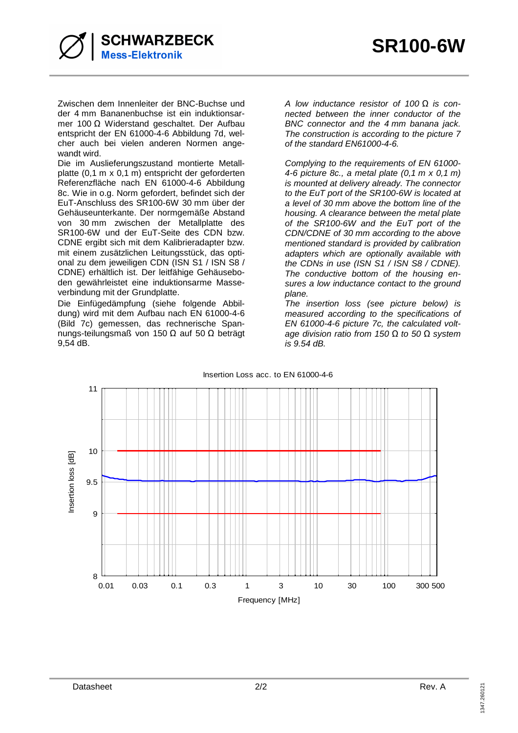Zwischen dem Innenleiter der BNC-Buchse und der 4 mm Bananenbuchse ist ein induktionsarmer 100 Ω Widerstand geschaltet. Der Aufbau entspricht der EN 61000-4-6 Abbildung 7d, welcher auch bei vielen anderen Normen angewandt wird.

Die im Auslieferungszustand montierte Metallplatte (0,1 m x 0,1 m) entspricht der geforderten Referenzfläche nach EN 61000-4-6 Abbildung 8c. Wie in o.g. Norm gefordert, befindet sich der EuT-Anschluss des SR100-6W 30 mm über der Gehäuseunterkante. Der normgemäße Abstand von 30 mm zwischen der Metallplatte des SR100-6W und der EuT-Seite des CDN bzw. CDNE ergibt sich mit dem Kalibrieradapter bzw. mit einem zusätzlichen Leitungsstück, das optional zu dem jeweiligen CDN (ISN S1 / ISN S8 / CDNE) erhältlich ist. Der leitfähige Gehäuseboden gewährleistet eine induktionsarme Masseverbindung mit der Grundplatte.

Die Einfügedämpfung (siehe folgende Abbildung) wird mit dem Aufbau nach EN 61000-4-6 (Bild 7c) gemessen, das rechnerische Spannungs-teilungsmaß von 150 Ω auf 50 Ω beträgt 9,54 dB.

*A low inductance resistor of 100 Ω is connected between the inner conductor of the BNC connector and the 4 mm banana jack. The construction is according to the picture 7 of the standard EN61000-4-6.*

*Complying to the requirements of EN 61000-4-6 picture 8c., a metal plate (0,1 m x 0,1 m) is mounted at delivery already. The connector to the EuT port of the SR100-6W is located at a level of 30 mm above the bottom line of the housing. A clearance between the metal plate of the SR100-6W and the EuT port of the CDN/CDNE of 30 mm according to the above mentioned standard is provided by calibration adapters which are optionally available with the CDNs in use (ISN S1 / ISN S8 / CDNE). The conductive bottom of the housing ensures a low inductance contact to the ground plane.*

*The insertion loss (see picture below) is measured according to the specifications of EN 61000-4-6 picture 7c, the calculated voltage division ratio from 150 Ω to 50 Ω system is 9.54 dB.*

Insertion Loss acc. to EN 61000-4-6

Insertion loss [dB]

11
10
9.5
9
8

0.01 0.03 0.1 0.3 1 3 10 30 100 300 500

Frequency [MHz]